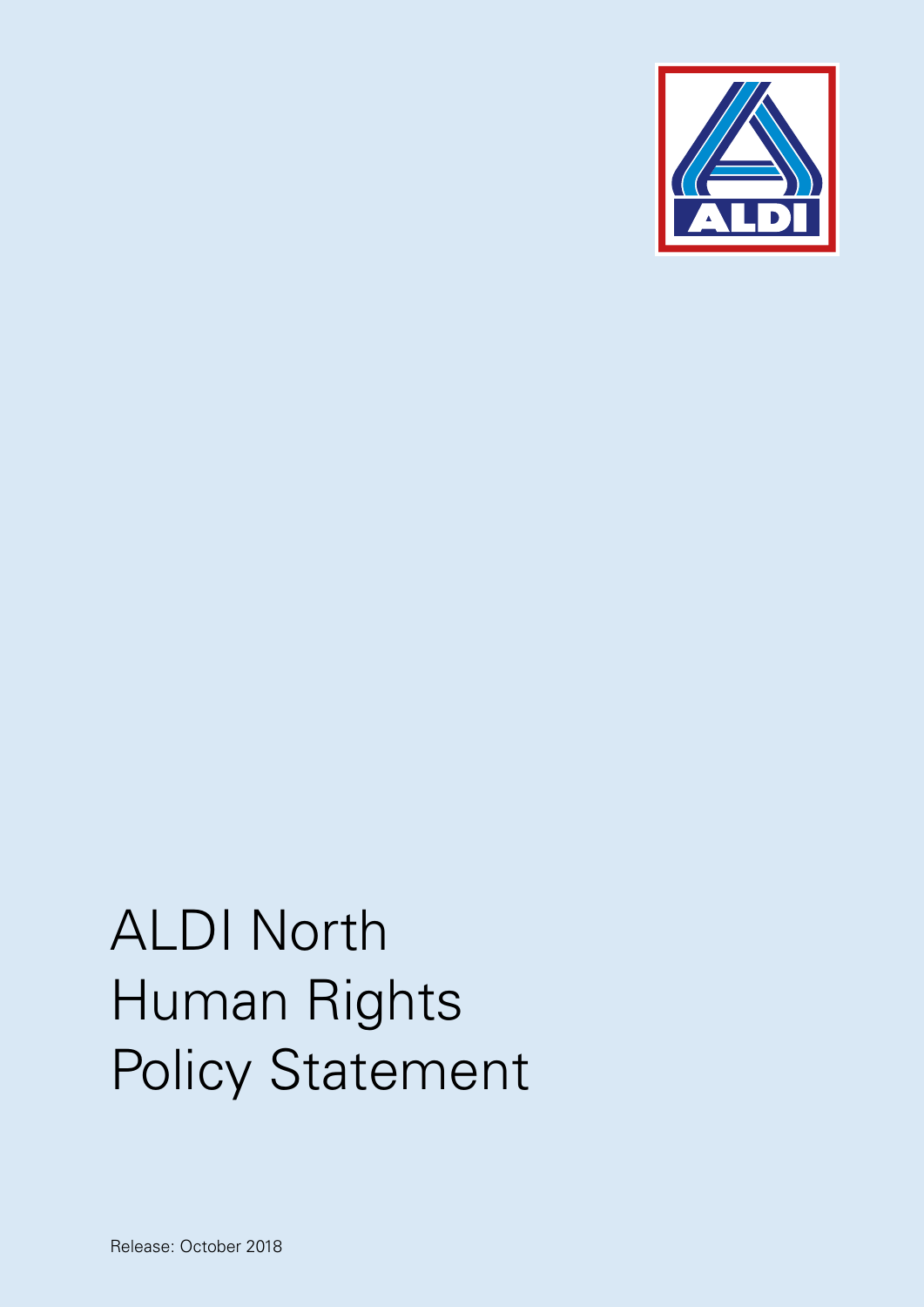# ALDI North Human Rights Policy Statement

Release: October 2018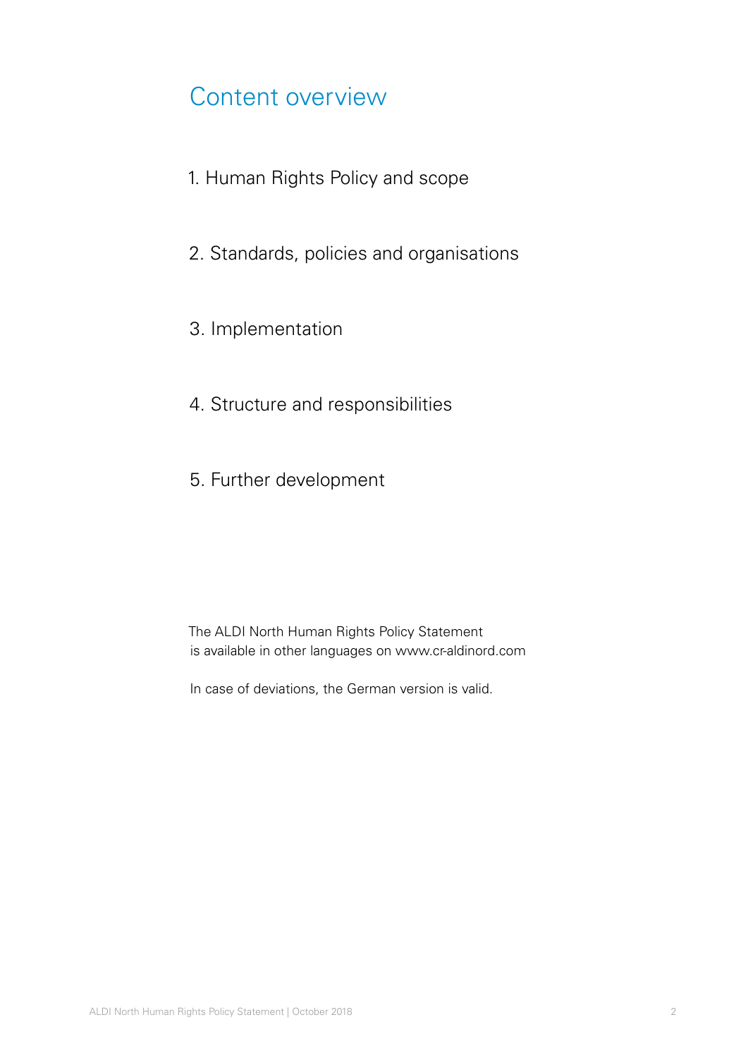# Content overview

1. Human Rights Policy and scope

2. Standards, policies and organisations

3. Implementation

4. Structure and responsibilities

5. Further development

The ALDI North Human Rights Policy Statement is available in other languages on www.cr-aldinord.com

In case of deviations, the German version is valid.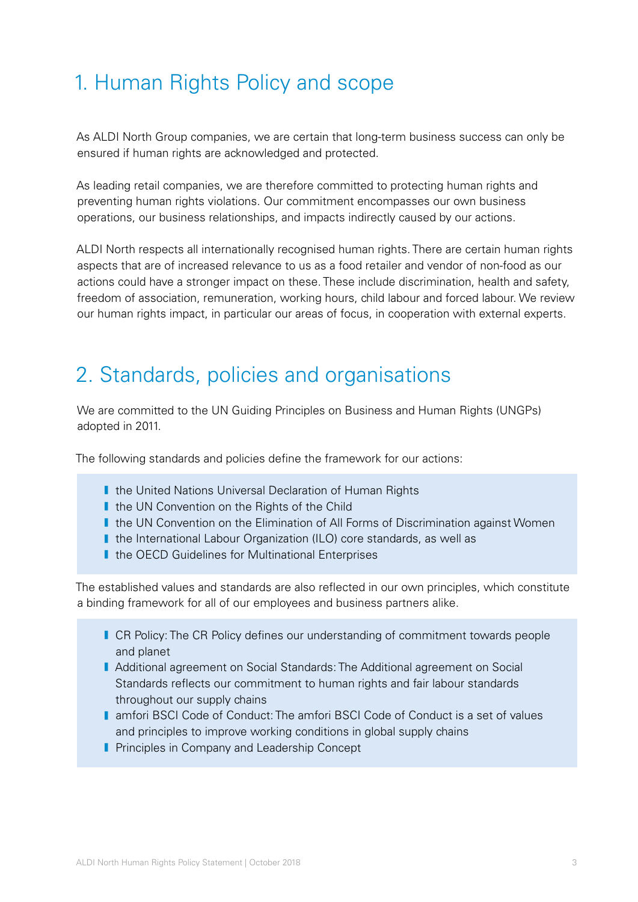# 1. Human Rights Policy and scope

As ALDI North Group companies, we are certain that long-term business success can only be ensured if human rights are acknowledged and protected.

As leading retail companies, we are therefore committed to protecting human rights and preventing human rights violations. Our commitment encompasses our own business operations, our business relationships, and impacts indirectly caused by our actions.

ALDI North respects all internationally recognised human rights. There are certain human rights aspects that are of increased relevance to us as a food retailer and vendor of non-food as our actions could have a stronger impact on these. These include discrimination, health and safety, freedom of association, remuneration, working hours, child labour and forced labour. We review our human rights impact, in particular our areas of focus, in cooperation with external experts.

# 2. Standards, policies and organisations

We are committed to the UN Guiding Principles on Business and Human Rights (UNGPs) adopted in 2011.

The following standards and policies define the framework for our actions:

- the United Nations Universal Declaration of Human Rights
- the UN Convention on the Rights of the Child
- the UN Convention on the Elimination of All Forms of Discrimination against Women
- the International Labour Organization (ILO) core standards, as well as
- the OECD Guidelines for Multinational Enterprises

The established values and standards are also reflected in our own principles, which constitute a binding framework for all of our employees and business partners alike.

- CR Policy: The CR Policy defines our understanding of commitment towards people and planet
- Additional agreement on Social Standards: The Additional agreement on Social Standards reflects our commitment to human rights and fair labour standards throughout our supply chains
- amfori BSCI Code of Conduct: The amfori BSCI Code of Conduct is a set of values and principles to improve working conditions in global supply chains
- Principles in Company and Leadership Concept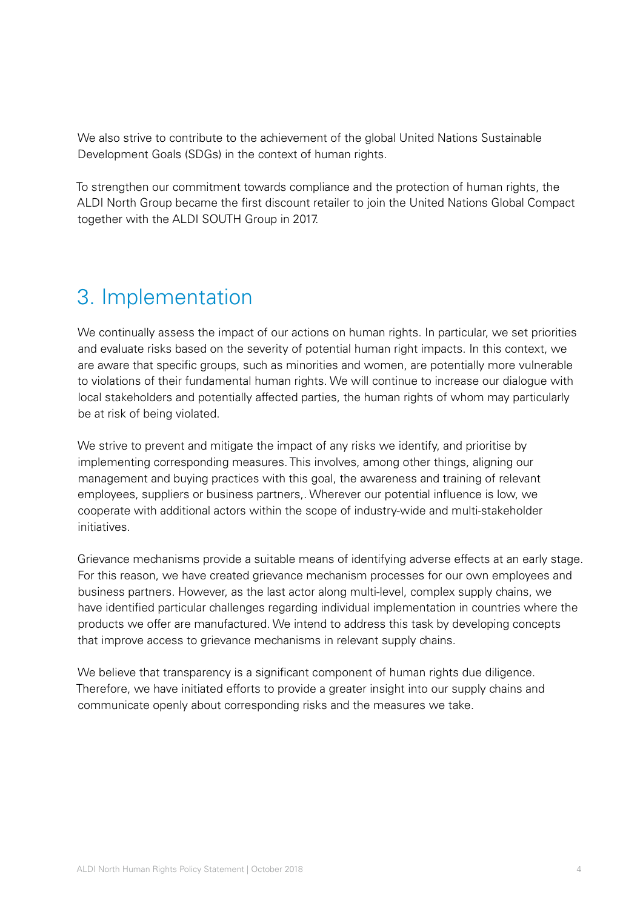We also strive to contribute to the achievement of the global United Nations Sustainable Development Goals (SDGs) in the context of human rights.

To strengthen our commitment towards compliance and the protection of human rights, the ALDI North Group became the first discount retailer to join the United Nations Global Compact together with the ALDI SOUTH Group in 2017.

## 3. Implementation

We continually assess the impact of our actions on human rights. In particular, we set priorities and evaluate risks based on the severity of potential human right impacts. In this context, we are aware that specific groups, such as minorities and women, are potentially more vulnerable to violations of their fundamental human rights. We will continue to increase our dialogue with local stakeholders and potentially affected parties, the human rights of whom may particularly be at risk of being violated.

We strive to prevent and mitigate the impact of any risks we identify, and prioritise by implementing corresponding measures. This involves, among other things, aligning our management and buying practices with this goal, the awareness and training of relevant employees, suppliers or business partners,. Wherever our potential influence is low, we cooperate with additional actors within the scope of industry-wide and multi-stakeholder initiatives.

Grievance mechanisms provide a suitable means of identifying adverse effects at an early stage. For this reason, we have created grievance mechanism processes for our own employees and business partners. However, as the last actor along multi-level, complex supply chains, we have identified particular challenges regarding individual implementation in countries where the products we offer are manufactured. We intend to address this task by developing concepts that improve access to grievance mechanisms in relevant supply chains.

We believe that transparency is a significant component of human rights due diligence. Therefore, we have initiated efforts to provide a greater insight into our supply chains and communicate openly about corresponding risks and the measures we take.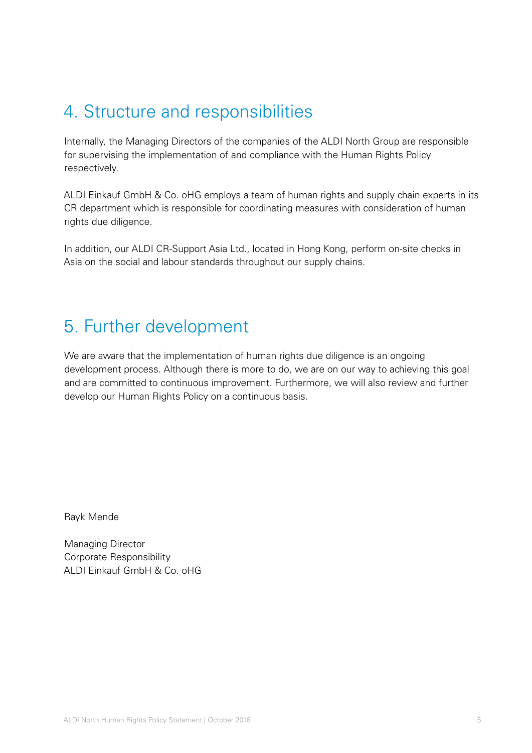## 4. Structure and responsibilities

Internally, the Managing Directors of the companies of the ALDI North Group are responsible for supervising the implementation of and compliance with the Human Rights Policy respectively.

ALDI Einkauf GmbH & Co. oHG employs a team of human rights and supply chain experts in its CR department which is responsible for coordinating measures with consideration of human rights due diligence.

In addition, our ALDI CR-Support Asia Ltd., located in Hong Kong, perform on-site checks in Asia on the social and labour standards throughout our supply chains.

## 5. Further development

We are aware that the implementation of human rights due diligence is an ongoing development process. Although there is more to do, we are on our way to achieving this goal and are committed to continuous improvement. Furthermore, we will also review and further develop our Human Rights Policy on a continuous basis.

Rayk Mende

Managing Director
Corporate Responsibility
ALDI Einkauf GmbH & Co. oHG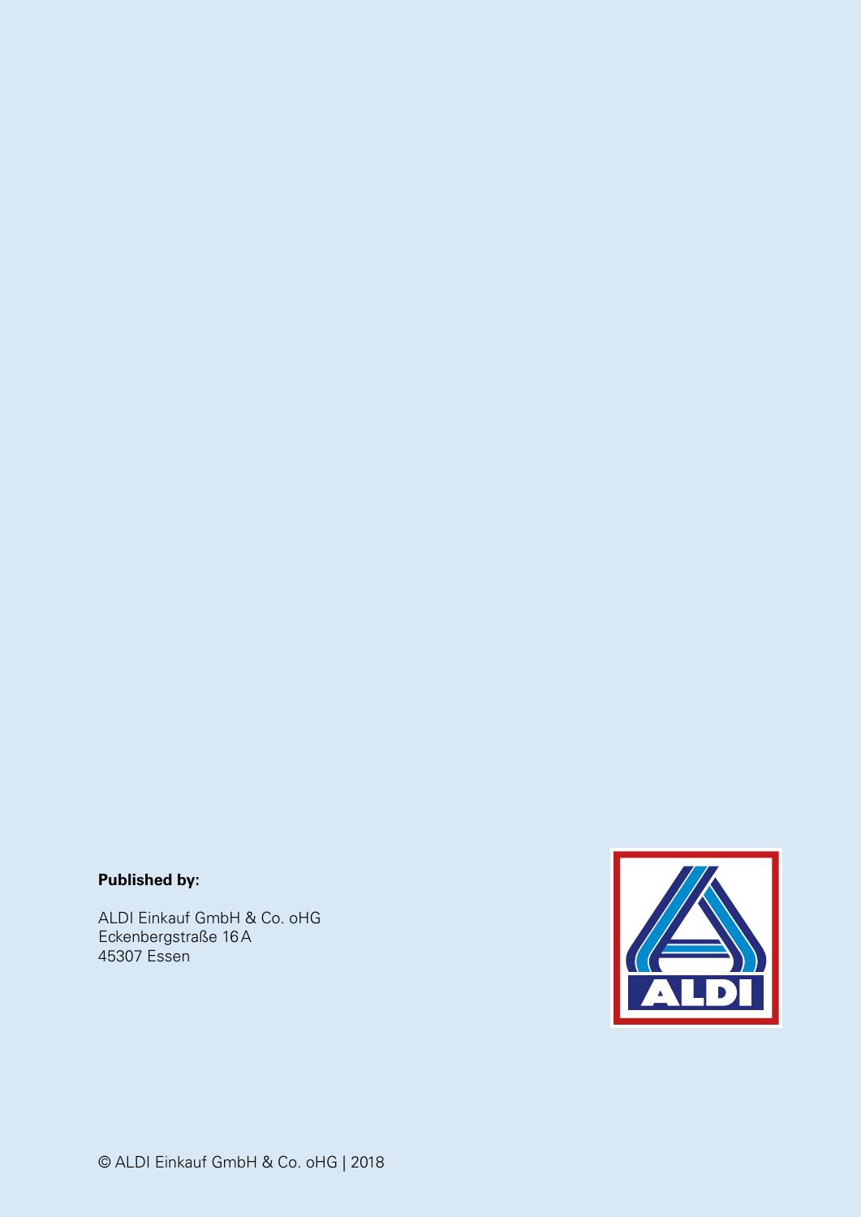**Published by:**

ALDI Einkauf GmbH & Co. oHG
Eckenbergstraße 16 A
45307 Essen

© ALDI Einkauf GmbH & Co. oHG | 2018